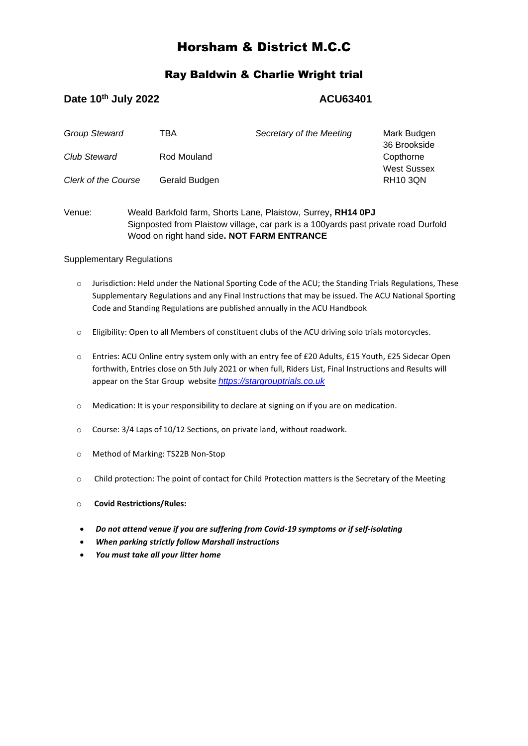# Horsham & District M.C.C

## Ray Baldwin & Charlie Wright trial

**Date 10th July 2022** **ACU63401**

| | | | |
|---|---|---|---|
| *Group Steward* | TBA | *Secretary of the Meeting* | Mark Budgen<br>36 Brookside |
| *Club Steward* | Rod Mouland | | Copthorne<br>West Sussex |
| *Clerk of the Course* | Gerald Budgen | | RH10 3QN |

Venue: Weald Barkfold farm, Shorts Lane, Plaistow, Surrey**, RH14 0PJ**
Signposted from Plaistow village, car park is a 100yards past private road Durfold Wood on right hand side**. NOT FARM ENTRANCE**

Supplementary Regulations

- Jurisdiction: Held under the National Sporting Code of the ACU; the Standing Trials Regulations, These Supplementary Regulations and any Final Instructions that may be issued. The ACU National Sporting Code and Standing Regulations are published annually in the ACU Handbook
- Eligibility: Open to all Members of constituent clubs of the ACU driving solo trials motorcycles.
- Entries: ACU Online entry system only with an entry fee of £20 Adults, £15 Youth, £25 Sidecar Open forthwith, Entries close on 5th July 2021 or when full, Riders List, Final Instructions and Results will appear on the Star Group website *https://stargrouptrials.co.uk*
- Medication: It is your responsibility to declare at signing on if you are on medication.
- Course: 3/4 Laps of 10/12 Sections, on private land, without roadwork.
- Method of Marking: TS22B Non-Stop
- Child protection: The point of contact for Child Protection matters is the Secretary of the Meeting
- **Covid Restrictions/Rules:**

- ***Do not attend venue if you are suffering from Covid-19 symptoms or if self-isolating***
- ***When parking strictly follow Marshall instructions***
- ***You must take all your litter home***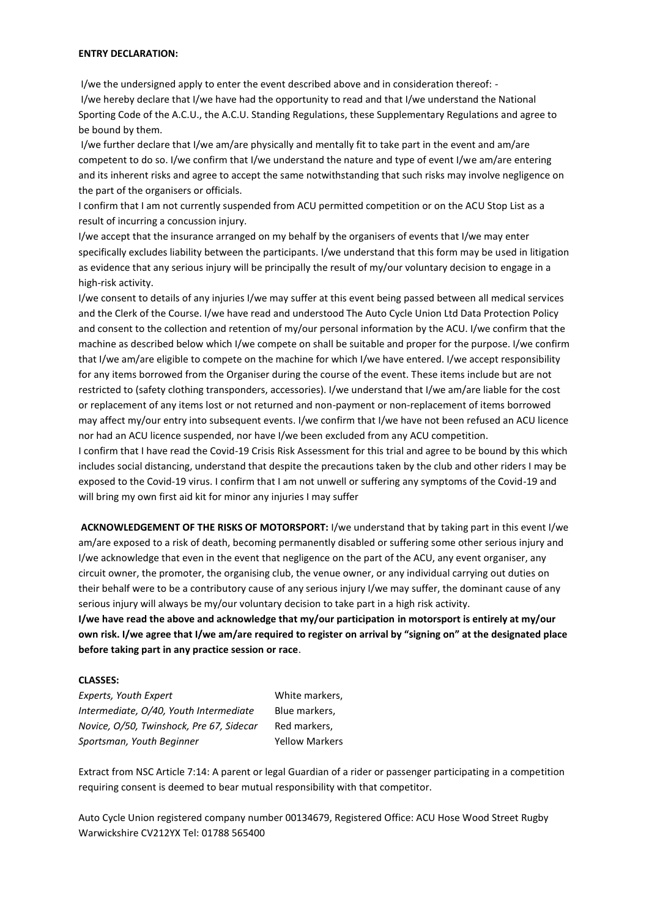**ENTRY DECLARATION:**

I/we the undersigned apply to enter the event described above and in consideration thereof: -

I/we hereby declare that I/we have had the opportunity to read and that I/we understand the National Sporting Code of the A.C.U., the A.C.U. Standing Regulations, these Supplementary Regulations and agree to be bound by them.

I/we further declare that I/we am/are physically and mentally fit to take part in the event and am/are competent to do so. I/we confirm that I/we understand the nature and type of event I/we am/are entering and its inherent risks and agree to accept the same notwithstanding that such risks may involve negligence on the part of the organisers or officials.

I confirm that I am not currently suspended from ACU permitted competition or on the ACU Stop List as a result of incurring a concussion injury.

I/we accept that the insurance arranged on my behalf by the organisers of events that I/we may enter specifically excludes liability between the participants. I/we understand that this form may be used in litigation as evidence that any serious injury will be principally the result of my/our voluntary decision to engage in a high-risk activity.

I/we consent to details of any injuries I/we may suffer at this event being passed between all medical services and the Clerk of the Course. I/we have read and understood The Auto Cycle Union Ltd Data Protection Policy and consent to the collection and retention of my/our personal information by the ACU. I/we confirm that the machine as described below which I/we compete on shall be suitable and proper for the purpose. I/we confirm that I/we am/are eligible to compete on the machine for which I/we have entered. I/we accept responsibility for any items borrowed from the Organiser during the course of the event. These items include but are not restricted to (safety clothing transponders, accessories). I/we understand that I/we am/are liable for the cost or replacement of any items lost or not returned and non-payment or non-replacement of items borrowed may affect my/our entry into subsequent events. I/we confirm that I/we have not been refused an ACU licence nor had an ACU licence suspended, nor have I/we been excluded from any ACU competition.

I confirm that I have read the Covid-19 Crisis Risk Assessment for this trial and agree to be bound by this which includes social distancing, understand that despite the precautions taken by the club and other riders I may be exposed to the Covid-19 virus. I confirm that I am not unwell or suffering any symptoms of the Covid-19 and will bring my own first aid kit for minor any injuries I may suffer

**ACKNOWLEDGEMENT OF THE RISKS OF MOTORSPORT:** I/we understand that by taking part in this event I/we am/are exposed to a risk of death, becoming permanently disabled or suffering some other serious injury and I/we acknowledge that even in the event that negligence on the part of the ACU, any event organiser, any circuit owner, the promoter, the organising club, the venue owner, or any individual carrying out duties on their behalf were to be a contributory cause of any serious injury I/we may suffer, the dominant cause of any serious injury will always be my/our voluntary decision to take part in a high risk activity.

**I/we have read the above and acknowledge that my/our participation in motorsport is entirely at my/our own risk. I/we agree that I/we am/are required to register on arrival by "signing on" at the designated place before taking part in any practice session or race**.

**CLASSES:**

| | |
|---|---|
| *Experts, Youth Expert* | White markers, |
| *Intermediate, O/40, Youth Intermediate* | Blue markers, |
| *Novice, O/50, Twinshock, Pre 67, Sidecar* | Red markers, |
| *Sportsman, Youth Beginner* | Yellow Markers |

Extract from NSC Article 7:14: A parent or legal Guardian of a rider or passenger participating in a competition requiring consent is deemed to bear mutual responsibility with that competitor.

Auto Cycle Union registered company number 00134679, Registered Office: ACU Hose Wood Street Rugby Warwickshire CV212YX Tel: 01788 565400